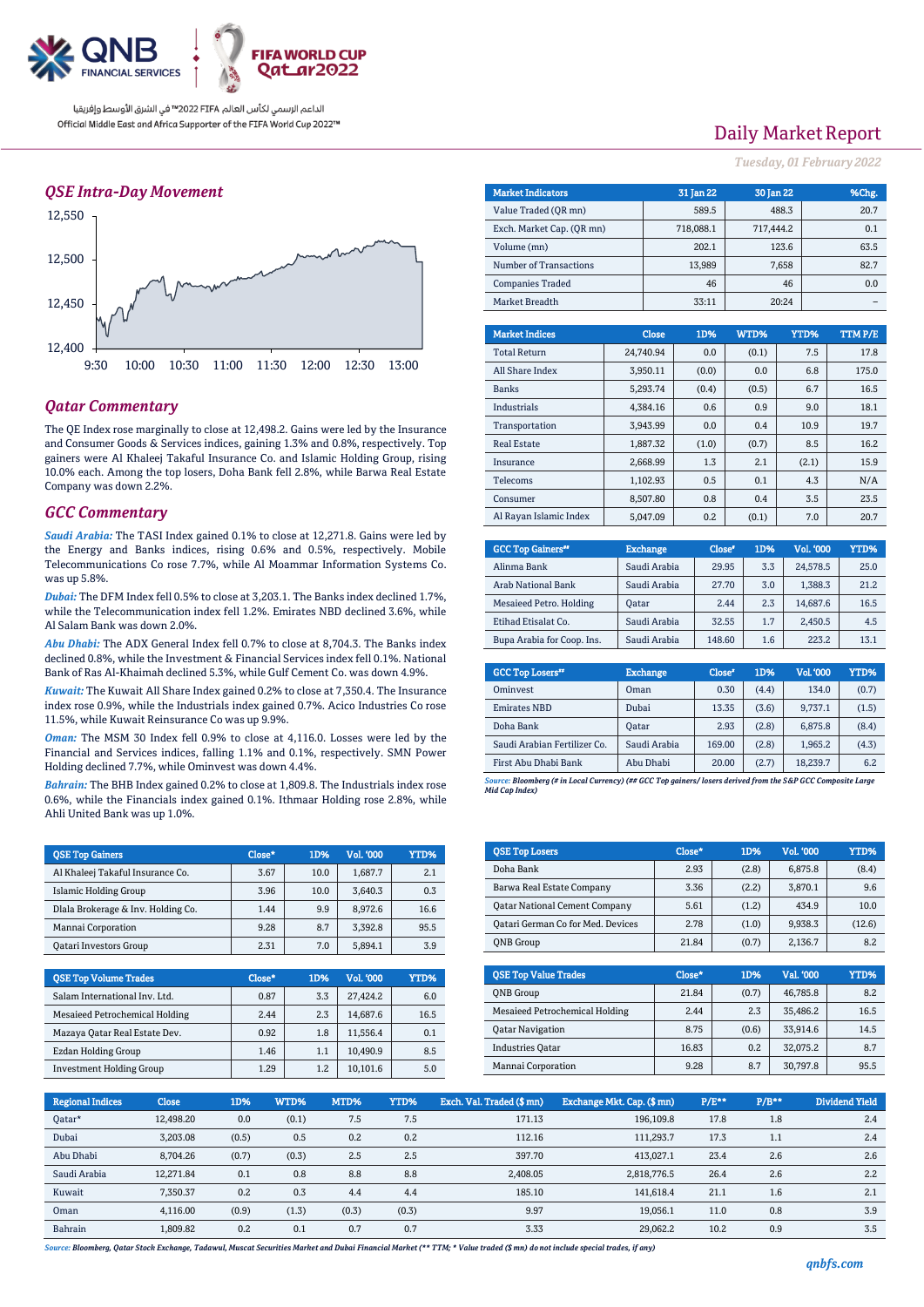Official Middle East and Africa Supporter of the FIFA World Cup 2022™

# Daily Market Report

*Tuesday, 01 February 2022*

## QSE Intra-Day Movement

## Qatar Commentary

The QE Index rose marginally to close at 12,498.2. Gains were led by the Insurance and Consumer Goods & Services indices, gaining 1.3% and 0.8%, respectively. Top gainers were Al Khaleej Takaful Insurance Co. and Islamic Holding Group, rising 10.0% each. Among the top losers, Doha Bank fell 2.8%, while Barwa Real Estate Company was down 2.2%.

## GCC Commentary

*Saudi Arabia:* The TASI Index gained 0.1% to close at 12,271.8. Gains were led by the Energy and Banks indices, rising 0.6% and 0.5%, respectively. Mobile Telecommunications Co rose 7.7%, while Al Moammar Information Systems Co. was up 5.8%.

*Dubai:* The DFM Index fell 0.5% to close at 3,203.1. The Banks index declined 1.7%, while the Telecommunication index fell 1.2%. Emirates NBD declined 3.6%, while Al Salam Bank was down 2.0%.

*Abu Dhabi:* The ADX General Index fell 0.7% to close at 8,704.3. The Banks index declined 0.8%, while the Investment & Financial Services index fell 0.1%. National Bank of Ras Al-Khaimah declined 5.3%, while Gulf Cement Co. was down 4.9%.

*Kuwait:* The Kuwait All Share Index gained 0.2% to close at 7,350.4. The Insurance index rose 0.9%, while the Industrials index gained 0.7%. Acico Industries Co rose 11.5%, while Kuwait Reinsurance Co was up 9.9%.

*Oman:* The MSM 30 Index fell 0.9% to close at 4,116.0. Losses were led by the Financial and Services indices, falling 1.1% and 0.1%, respectively. SMN Power Holding declined 7.7%, while Ominvest was down 4.4%.

*Bahrain:* The BHB Index gained 0.2% to close at 1,809.8. The Industrials index rose 0.6%, while the Financials index gained 0.1%. Ithmaar Holding rose 2.8%, while Ahli United Bank was up 1.0%.

| Market Indicators | 31 Jan 22 | 30 Jan 22 | %Chg. |
|---|---|---|---|
| Value Traded (QR mn) | 589.5 | 488.3 | 20.7 |
| Exch. Market Cap. (QR mn) | 718,088.1 | 717,444.2 | 0.1 |
| Volume (mn) | 202.1 | 123.6 | 63.5 |
| Number of Transactions | 13,989 | 7,658 | 82.7 |
| Companies Traded | 46 | 46 | 0.0 |
| Market Breadth | 33:11 | 20:24 | – |

| Market Indices | Close | 1D% | WTD% | YTD% | TTM P/E |
|---|---|---|---|---|---|
| Total Return | 24,740.94 | 0.0 | (0.1) | 7.5 | 17.8 |
| All Share Index | 3,950.11 | (0.0) | 0.0 | 6.8 | 175.0 |
| Banks | 5,293.74 | (0.4) | (0.5) | 6.7 | 16.5 |
| Industrials | 4,384.16 | 0.6 | 0.9 | 9.0 | 18.1 |
| Transportation | 3,943.99 | 0.0 | 0.4 | 10.9 | 19.7 |
| Real Estate | 1,887.32 | (1.0) | (0.7) | 8.5 | 16.2 |
| Insurance | 2,668.99 | 1.3 | 2.1 | (2.1) | 15.9 |
| Telecoms | 1,102.93 | 0.5 | 0.1 | 4.3 | N/A |
| Consumer | 8,507.80 | 0.8 | 0.4 | 3.5 | 23.5 |
| Al Rayan Islamic Index | 5,047.09 | 0.2 | (0.1) | 7.0 | 20.7 |

| GCC Top Gainers## | Exchange | Close# | 1D% | Vol. '000 | YTD% |
|---|---|---|---|---|---|
| Alinma Bank | Saudi Arabia | 29.95 | 3.3 | 24,578.5 | 25.0 |
| Arab National Bank | Saudi Arabia | 27.70 | 3.0 | 1,388.3 | 21.2 |
| Mesaieed Petro. Holding | Qatar | 2.44 | 2.3 | 14,687.6 | 16.5 |
| Etihad Etisalat Co. | Saudi Arabia | 32.55 | 1.7 | 2,450.5 | 4.5 |
| Bupa Arabia for Coop. Ins. | Saudi Arabia | 148.60 | 1.6 | 223.2 | 13.1 |

| GCC Top Losers## | Exchange | Close# | 1D% | Vol. '000 | YTD% |
|---|---|---|---|---|---|
| Ominvest | Oman | 0.30 | (4.4) | 134.0 | (0.7) |
| Emirates NBD | Dubai | 13.35 | (3.6) | 9,737.1 | (1.5) |
| Doha Bank | Qatar | 2.93 | (2.8) | 6,875.8 | (8.4) |
| Saudi Arabian Fertilizer Co. | Saudi Arabia | 169.00 | (2.8) | 1,965.2 | (4.3) |
| First Abu Dhabi Bank | Abu Dhabi | 20.00 | (2.7) | 18,239.7 | 6.2 |

*Source: Bloomberg (# in Local Currency) (## GCC Top gainers/ losers derived from the S&P GCC Composite Large Mid Cap Index)*

| QSE Top Gainers | Close* | 1D% | Vol. '000 | YTD% |
|---|---|---|---|---|
| Al Khaleej Takaful Insurance Co. | 3.67 | 10.0 | 1,687.7 | 2.1 |
| Islamic Holding Group | 3.96 | 10.0 | 3,640.3 | 0.3 |
| Dlala Brokerage & Inv. Holding Co. | 1.44 | 9.9 | 8,972.6 | 16.6 |
| Mannai Corporation | 9.28 | 8.7 | 3,392.8 | 95.5 |
| Qatari Investors Group | 2.31 | 7.0 | 5,894.1 | 3.9 |

| QSE Top Losers | Close* | 1D% | Vol. '000 | YTD% |
|---|---|---|---|---|
| Doha Bank | 2.93 | (2.8) | 6,875.8 | (8.4) |
| Barwa Real Estate Company | 3.36 | (2.2) | 3,870.1 | 9.6 |
| Qatar National Cement Company | 5.61 | (1.2) | 434.9 | 10.0 |
| Qatari German Co for Med. Devices | 2.78 | (1.0) | 9,938.3 | (12.6) |
| QNB Group | 21.84 | (0.7) | 2,136.7 | 8.2 |

| QSE Top Volume Trades | Close* | 1D% | Vol. '000 | YTD% |
|---|---|---|---|---|
| Salam International Inv. Ltd. | 0.87 | 3.3 | 27,424.2 | 6.0 |
| Mesaieed Petrochemical Holding | 2.44 | 2.3 | 14,687.6 | 16.5 |
| Mazaya Qatar Real Estate Dev. | 0.92 | 1.8 | 11,556.4 | 0.1 |
| Ezdan Holding Group | 1.46 | 1.1 | 10,490.9 | 8.5 |
| Investment Holding Group | 1.29 | 1.2 | 10,101.6 | 5.0 |

| QSE Top Value Trades | Close* | 1D% | Val. '000 | YTD% |
|---|---|---|---|---|
| QNB Group | 21.84 | (0.7) | 46,785.8 | 8.2 |
| Mesaieed Petrochemical Holding | 2.44 | 2.3 | 35,486.2 | 16.5 |
| Qatar Navigation | 8.75 | (0.6) | 33,914.6 | 14.5 |
| Industries Qatar | 16.83 | 0.2 | 32,075.2 | 8.7 |
| Mannai Corporation | 9.28 | 8.7 | 30,797.8 | 95.5 |

| Regional Indices | Close | 1D% | WTD% | MTD% | YTD% | Exch. Val. Traded ($ mn) | Exchange Mkt. Cap. ($ mn) | P/E** | P/B** | Dividend Yield |
|---|---|---|---|---|---|---|---|---|---|---|
| Qatar* | 12,498.20 | 0.0 | (0.1) | 7.5 | 7.5 | 171.13 | 196,109.8 | 17.8 | 1.8 | 2.4 |
| Dubai | 3,203.08 | (0.5) | 0.5 | 0.2 | 0.2 | 112.16 | 111,293.7 | 17.3 | 1.1 | 2.4 |
| Abu Dhabi | 8,704.26 | (0.7) | (0.3) | 2.5 | 2.5 | 397.70 | 413,027.1 | 23.4 | 2.6 | 2.6 |
| Saudi Arabia | 12,271.84 | 0.1 | 0.8 | 8.8 | 8.8 | 2,408.05 | 2,818,776.5 | 26.4 | 2.6 | 2.2 |
| Kuwait | 7,350.37 | 0.2 | 0.3 | 4.4 | 4.4 | 185.10 | 141,618.4 | 21.1 | 1.6 | 2.1 |
| Oman | 4,116.00 | (0.9) | (1.3) | (0.3) | (0.3) | 9.97 | 19,056.1 | 11.0 | 0.8 | 3.9 |
| Bahrain | 1,809.82 | 0.2 | 0.1 | 0.7 | 0.7 | 3.33 | 29,062.2 | 10.2 | 0.9 | 3.5 |

*Source: Bloomberg, Qatar Stock Exchange, Tadawul, Muscat Securities Market and Dubai Financial Market (** TTM; * Value traded ($ mn) do not include special trades, if any)*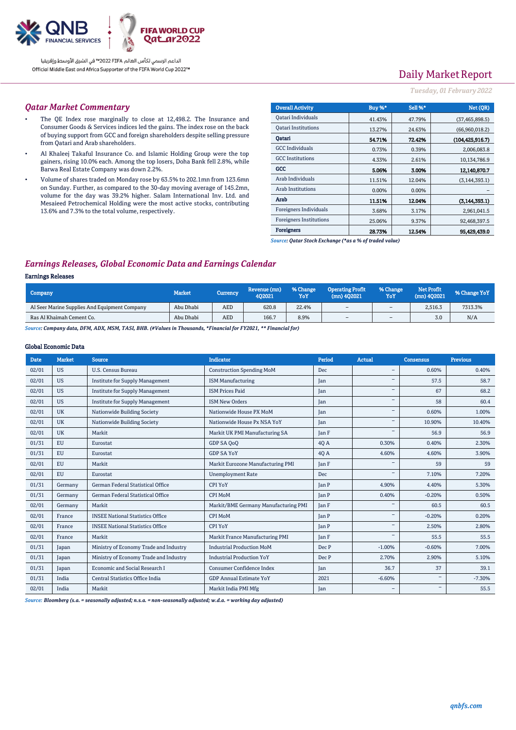الداعم الرسمي لكأس العالم FIFA 2022™ في الشرق الأوسط وإفريقيا
Official Middle East and Africa Supporter of the FIFA World Cup 2022™

# Daily Market Report

*Tuesday, 01 February 2022*

## *Qatar Market Commentary*

- The QE Index rose marginally to close at 12,498.2. The Insurance and Consumer Goods & Services indices led the gains. The index rose on the back of buying support from GCC and foreign shareholders despite selling pressure from Qatari and Arab shareholders.
- Al Khaleej Takaful Insurance Co. and Islamic Holding Group were the top gainers, rising 10.0% each. Among the top losers, Doha Bank fell 2.8%, while Barwa Real Estate Company was down 2.2%.
- Volume of shares traded on Monday rose by 63.5% to 202.1mn from 123.6mn on Sunday. Further, as compared to the 30-day moving average of 145.2mn, volume for the day was 39.2% higher. Salam International Inv. Ltd. and Mesaieed Petrochemical Holding were the most active stocks, contributing 13.6% and 7.3% to the total volume, respectively.

| Overall Activity | Buy %* | Sell %* | Net (QR) |
|---|---|---|---|
| Qatari Individuals | 41.43% | 47.79% | (37,465,898.5) |
| Qatari Institutions | 13.27% | 24.63% | (66,960,018.2) |
| **Qatari** | **54.71%** | **72.42%** | **(104,425,916.7)** |
| GCC Individuals | 0.73% | 0.39% | 2,006,083.8 |
| GCC Institutions | 4.33% | 2.61% | 10,134,786.9 |
| **GCC** | **5.06%** | **3.00%** | **12,140,870.7** |
| Arab Individuals | 11.51% | 12.04% | (3,144,393.1) |
| Arab Institutions | 0.00% | 0.00% | – |
| **Arab** | **11.51%** | **12.04%** | **(3,144,393.1)** |
| Foreigners Individuals | 3.68% | 3.17% | 2,961,041.5 |
| Foreigners Institutions | 25.06% | 9.37% | 92,468,397.5 |
| **Foreigners** | **28.73%** | **12.54%** | **95,429,439.0** |

*Source: Qatar Stock Exchange (\*as a % of traded value)*

## *Earnings Releases, Global Economic Data and Earnings Calendar*

### Earnings Releases

| Company | Market | Currency | Revenue (mn) 4Q2021 | % Change YoY | Operating Profit (mn) 4Q2021 | % Change YoY | Net Profit (mn) 4Q2021 | % Change YoY |
|---|---|---|---|---|---|---|---|---|
| Al Seer Marine Supplies And Equipment Company | Abu Dhabi | AED | 620.8 | 22.4% | – | – | 2,516.3 | 7313.3% |
| Ras Al Khaimah Cement Co. | Abu Dhabi | AED | 166.7 | 8.9% | – | – | 3.0 | N/A |

*Source: Company data, DFM, ADX, MSM, TASI, BHB. (#Values in Thousands, \*Financial for FY2021, \*\* Financial for)*

### Global Economic Data

| Date | Market | Source | Indicator | Period | Actual | Consensus | Previous |
|---|---|---|---|---|---|---|---|
| 02/01 | US | U.S. Census Bureau | Construction Spending MoM | Dec | – | 0.60% | 0.40% |
| 02/01 | US | Institute for Supply Management | ISM Manufacturing | Jan | – | 57.5 | 58.7 |
| 02/01 | US | Institute for Supply Management | ISM Prices Paid | Jan | – | 67 | 68.2 |
| 02/01 | US | Institute for Supply Management | ISM New Orders | Jan | – | 58 | 60.4 |
| 02/01 | UK | Nationwide Building Society | Nationwide House PX MoM | Jan | – | 0.60% | 1.00% |
| 02/01 | UK | Nationwide Building Society | Nationwide House Px NSA YoY | Jan | – | 10.90% | 10.40% |
| 02/01 | UK | Markit | Markit UK PMI Manufacturing SA | Jan F | – | 56.9 | 56.9 |
| 01/31 | EU | Eurostat | GDP SA QoQ | 4Q A | 0.30% | 0.40% | 2.30% |
| 01/31 | EU | Eurostat | GDP SA YoY | 4Q A | 4.60% | 4.60% | 3.90% |
| 02/01 | EU | Markit | Markit Eurozone Manufacturing PMI | Jan F | – | 59 | 59 |
| 02/01 | EU | Eurostat | Unemployment Rate | Dec | – | 7.10% | 7.20% |
| 01/31 | Germany | German Federal Statistical Office | CPI YoY | Jan P | 4.90% | 4.40% | 5.30% |
| 01/31 | Germany | German Federal Statistical Office | CPI MoM | Jan P | 0.40% | -0.20% | 0.50% |
| 02/01 | Germany | Markit | Markit/BME Germany Manufacturing PMI | Jan F | – | 60.5 | 60.5 |
| 02/01 | France | INSEE National Statistics Office | CPI MoM | Jan P | – | -0.20% | 0.20% |
| 02/01 | France | INSEE National Statistics Office | CPI YoY | Jan P | – | 2.50% | 2.80% |
| 02/01 | France | Markit | Markit France Manufacturing PMI | Jan F | – | 55.5 | 55.5 |
| 01/31 | Japan | Ministry of Economy Trade and Industry | Industrial Production MoM | Dec P | -1.00% | -0.60% | 7.00% |
| 01/31 | Japan | Ministry of Economy Trade and Industry | Industrial Production YoY | Dec P | 2.70% | 2.90% | 5.10% |
| 01/31 | Japan | Economic and Social Research I | Consumer Confidence Index | Jan | 36.7 | 37 | 39.1 |
| 01/31 | India | Central Statistics Office India | GDP Annual Estimate YoY | 2021 | -6.60% | – | -7.30% |
| 02/01 | India | Markit | Markit India PMI Mfg | Jan | – | – | 55.5 |

*Source: Bloomberg (s.a. = seasonally adjusted; n.s.a. = non-seasonally adjusted; w.d.a. = working day adjusted)*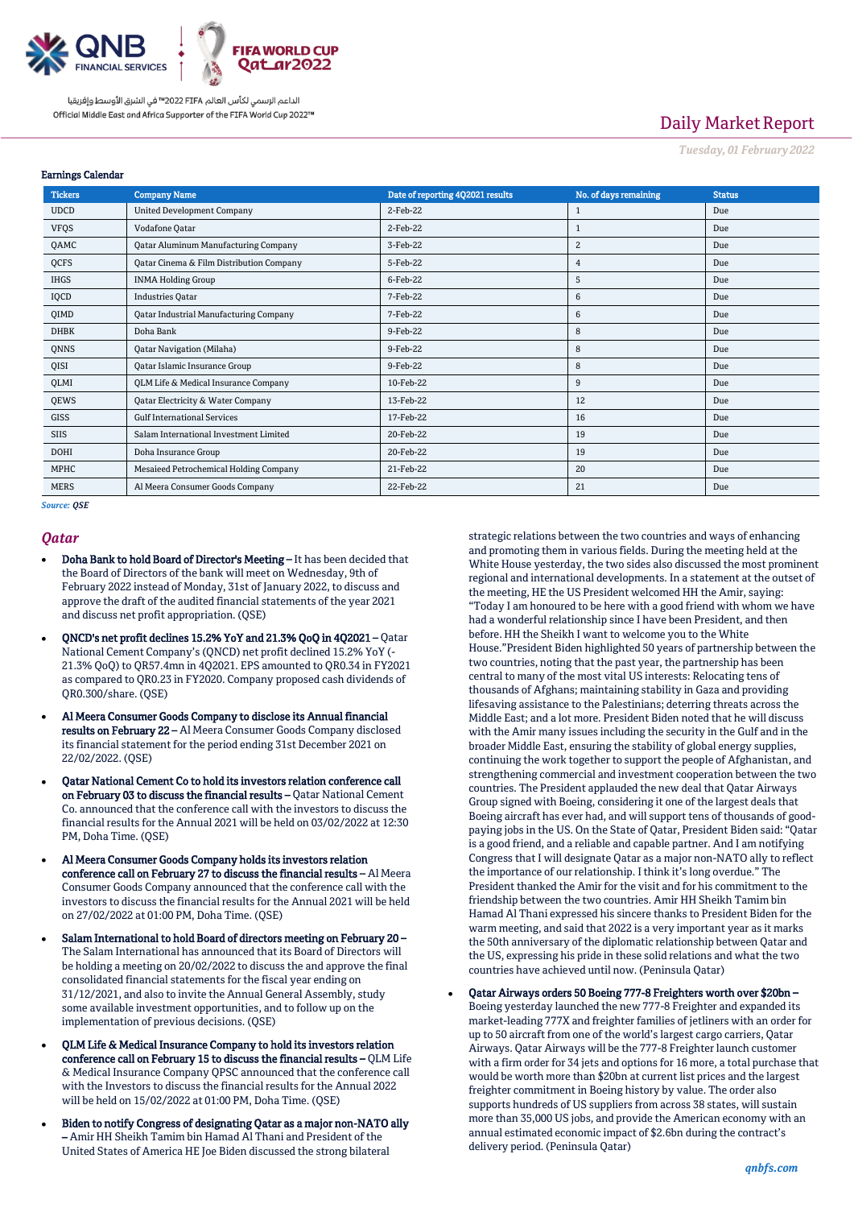## Earnings Calendar

| Tickers | Company Name | Date of reporting 4Q2021 results | No. of days remaining | Status |
|---|---|---|---|---|
| UDCD | United Development Company | 2-Feb-22 | 1 | Due |
| VFQS | Vodafone Qatar | 2-Feb-22 | 1 | Due |
| QAMC | Qatar Aluminum Manufacturing Company | 3-Feb-22 | 2 | Due |
| QCFS | Qatar Cinema & Film Distribution Company | 5-Feb-22 | 4 | Due |
| IHGS | INMA Holding Group | 6-Feb-22 | 5 | Due |
| IQCD | Industries Qatar | 7-Feb-22 | 6 | Due |
| QIMD | Qatar Industrial Manufacturing Company | 7-Feb-22 | 6 | Due |
| DHBK | Doha Bank | 9-Feb-22 | 8 | Due |
| QNNS | Qatar Navigation (Milaha) | 9-Feb-22 | 8 | Due |
| QISI | Qatar Islamic Insurance Group | 9-Feb-22 | 8 | Due |
| QLMI | QLM Life & Medical Insurance Company | 10-Feb-22 | 9 | Due |
| QEWS | Qatar Electricity & Water Company | 13-Feb-22 | 12 | Due |
| GISS | Gulf International Services | 17-Feb-22 | 16 | Due |
| SIIS | Salam International Investment Limited | 20-Feb-22 | 19 | Due |
| DOHI | Doha Insurance Group | 20-Feb-22 | 19 | Due |
| MPHC | Mesaieed Petrochemical Holding Company | 21-Feb-22 | 20 | Due |
| MERS | Al Meera Consumer Goods Company | 22-Feb-22 | 21 | Due |

*Source: QSE*

## *Qatar*

- **Doha Bank to hold Board of Director's Meeting –** It has been decided that the Board of Directors of the bank will meet on Wednesday, 9th of February 2022 instead of Monday, 31st of January 2022, to discuss and approve the draft of the audited financial statements of the year 2021 and discuss net profit appropriation. (QSE)
- **QNCD's net profit declines 15.2% YoY and 21.3% QoQ in 4Q2021 –** Qatar National Cement Company's (QNCD) net profit declined 15.2% YoY (-21.3% QoQ) to QR57.4mn in 4Q2021. EPS amounted to QR0.34 in FY2021 as compared to QR0.23 in FY2020. Company proposed cash dividends of QR0.300/share. (QSE)
- **Al Meera Consumer Goods Company to disclose its Annual financial results on February 22 –** Al Meera Consumer Goods Company disclosed its financial statement for the period ending 31st December 2021 on 22/02/2022. (QSE)
- **Qatar National Cement Co to hold its investors relation conference call on February 03 to discuss the financial results –** Qatar National Cement Co. announced that the conference call with the investors to discuss the financial results for the Annual 2021 will be held on 03/02/2022 at 12:30 PM, Doha Time. (QSE)
- **Al Meera Consumer Goods Company holds its investors relation conference call on February 27 to discuss the financial results –** Al Meera Consumer Goods Company announced that the conference call with the investors to discuss the financial results for the Annual 2021 will be held on 27/02/2022 at 01:00 PM, Doha Time. (QSE)
- **Salam International to hold Board of directors meeting on February 20 –** The Salam International has announced that its Board of Directors will be holding a meeting on 20/02/2022 to discuss and approve the final consolidated financial statements for the fiscal year ending on 31/12/2021, and also to invite the Annual General Assembly, study some available investment opportunities, and to follow up on the implementation of previous decisions. (QSE)
- **QLM Life & Medical Insurance Company to hold its investors relation conference call on February 15 to discuss the financial results –** QLM Life & Medical Insurance Company QPSC announced that the conference call with the Investors to discuss the financial results for the Annual 2022 will be held on 15/02/2022 at 01:00 PM, Doha Time. (QSE)
- **Biden to notify Congress of designating Qatar as a major non-NATO ally –** Amir HH Sheikh Tamim bin Hamad Al Thani and President of the United States of America HE Joe Biden discussed the strong bilateral strategic relations between the two countries and ways of enhancing and promoting them in various fields. During the meeting held at the White House yesterday, the two sides also discussed the most prominent regional and international developments. In a statement at the outset of the meeting, HE the US President welcomed HH the Amir, saying: "Today I am honoured to be here with a good friend with whom we have had a wonderful relationship since I have been President, and then before. HH the Sheikh I want to welcome you to the White House."President Biden highlighted 50 years of partnership between the two countries, noting that the past year, the partnership has been central to many of the most vital US interests: Relocating tens of thousands of Afghans; maintaining stability in Gaza and providing lifesaving assistance to the Palestinians; deterring threats across the Middle East; and a lot more. President Biden noted that he will discuss with the Amir many issues including the security in the Gulf and in the broader Middle East, ensuring the stability of global energy supplies, continuing the work together to support the people of Afghanistan, and strengthening commercial and investment cooperation between the two countries. The President applauded the new deal that Qatar Airways Group signed with Boeing, considering it one of the largest deals that Boeing aircraft has ever had, and will support tens of thousands of good-paying jobs in the US. On the State of Qatar, President Biden said: "Qatar is a good friend, and a reliable and capable partner. And I am notifying Congress that I will designate Qatar as a major non-NATO ally to reflect the importance of our relationship. I think it's long overdue." The President thanked the Amir for the visit and for his commitment to the friendship between the two countries. Amir HH Sheikh Tamim bin Hamad Al Thani expressed his sincere thanks to President Biden for the warm meeting, and said that 2022 is a very important year as it marks the 50th anniversary of the diplomatic relationship between Qatar and the US, expressing his pride in these solid relations and what the two countries have achieved until now. (Peninsula Qatar)
- **Qatar Airways orders 50 Boeing 777-8 Freighters worth over $20bn –** Boeing yesterday launched the new 777-8 Freighter and expanded its market-leading 777X and freighter families of jetliners with an order for up to 50 aircraft from one of the world's largest cargo carriers, Qatar Airways. Qatar Airways will be the 777-8 Freighter launch customer with a firm order for 34 jets and options for 16 more, a total purchase that would be worth more than $20bn at current list prices and the largest freighter commitment in Boeing history by value. The order also supports hundreds of US suppliers from across 38 states, will sustain more than 35,000 US jobs, and provide the American economy with an annual estimated economic impact of $2.6bn during the contract's delivery period. (Peninsula Qatar)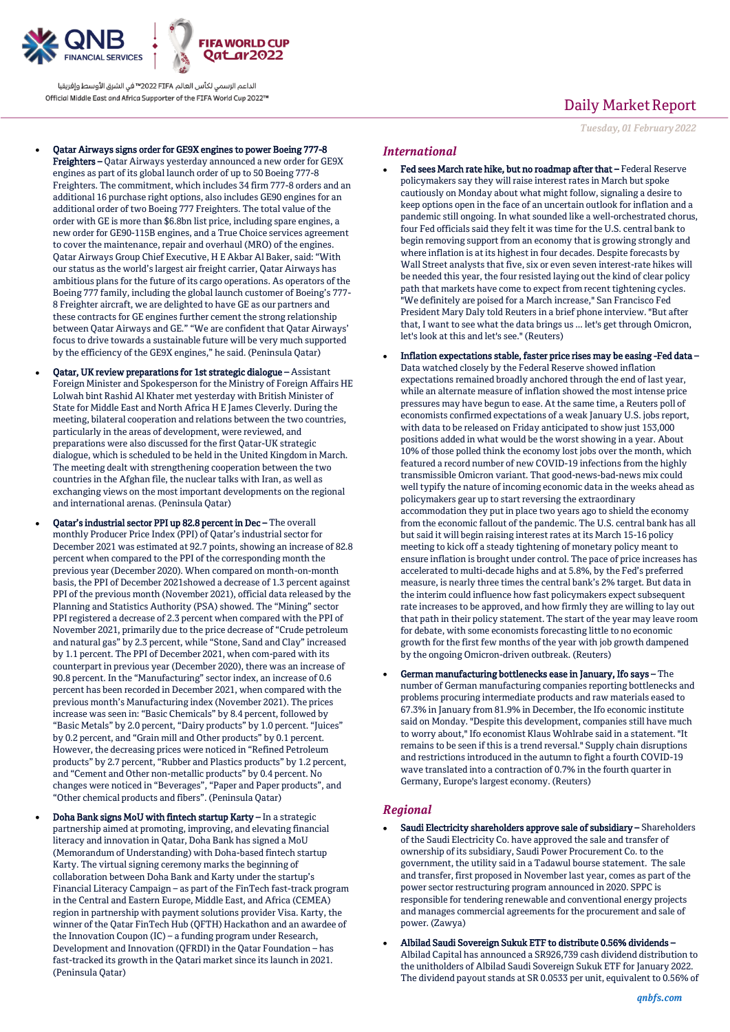- **Qatar Airways signs order for GE9X engines to power Boeing 777-8 Freighters –** Qatar Airways yesterday announced a new order for GE9X engines as part of its global launch order of up to 50 Boeing 777-8 Freighters. The commitment, which includes 34 firm 777-8 orders and an additional 16 purchase right options, also includes GE90 engines for an additional order of two Boeing 777 Freighters. The total value of the order with GE is more than $6.8bn list price, including spare engines, a new order for GE90-115B engines, and a True Choice services agreement to cover the maintenance, repair and overhaul (MRO) of the engines. Qatar Airways Group Chief Executive, H E Akbar Al Baker, said: "With our status as the world's largest air freight carrier, Qatar Airways has ambitious plans for the future of its cargo operations. As operators of the Boeing 777 family, including the global launch customer of Boeing's 777-8 Freighter aircraft, we are delighted to have GE as our partners and these contracts for GE engines further cement the strong relationship between Qatar Airways and GE." "We are confident that Qatar Airways' focus to drive towards a sustainable future will be very much supported by the efficiency of the GE9X engines," he said. (Peninsula Qatar)

- **Qatar, UK review preparations for 1st strategic dialogue –** Assistant Foreign Minister and Spokesperson for the Ministry of Foreign Affairs HE Lolwah bint Rashid Al Khater met yesterday with British Minister of State for Middle East and North Africa H E James Cleverly. During the meeting, bilateral cooperation and relations between the two countries, particularly in the areas of development, were reviewed, and preparations were also discussed for the first Qatar-UK strategic dialogue, which is scheduled to be held in the United Kingdom in March. The meeting dealt with strengthening cooperation between the two countries in the Afghan file, the nuclear talks with Iran, as well as exchanging views on the most important developments on the regional and international arenas. (Peninsula Qatar)

- **Qatar's industrial sector PPI up 82.8 percent in Dec –** The overall monthly Producer Price Index (PPI) of Qatar's industrial sector for December 2021 was estimated at 92.7 points, showing an increase of 82.8 percent when compared to the PPI of the corresponding month the previous year (December 2020). When compared on month-on-month basis, the PPI of December 2021showed a decrease of 1.3 percent against PPI of the previous month (November 2021), official data released by the Planning and Statistics Authority (PSA) showed. The "Mining" sector PPI registered a decrease of 2.3 percent when compared with the PPI of November 2021, primarily due to the price decrease of "Crude petroleum and natural gas" by 2.3 percent, while "Stone, Sand and Clay" increased by 1.1 percent. The PPI of December 2021, when com-pared with its counterpart in previous year (December 2020), there was an increase of 90.8 percent. In the "Manufacturing" sector index, an increase of 0.6 percent has been recorded in December 2021, when compared with the previous month's Manufacturing index (November 2021). The prices increase was seen in: "Basic Chemicals" by 8.4 percent, followed by "Basic Metals" by 2.0 percent, "Dairy products" by 1.0 percent. "Juices" by 0.2 percent, and "Grain mill and Other products" by 0.1 percent. However, the decreasing prices were noticed in "Refined Petroleum products" by 2.7 percent, "Rubber and Plastics products" by 1.2 percent, and "Cement and Other non-metallic products" by 0.4 percent. No changes were noticed in "Beverages", "Paper and Paper products", and "Other chemical products and fibers". (Peninsula Qatar)

- **Doha Bank signs MoU with fintech startup Karty –** In a strategic partnership aimed at promoting, improving, and elevating financial literacy and innovation in Qatar, Doha Bank has signed a MoU (Memorandum of Understanding) with Doha-based fintech startup Karty. The virtual signing ceremony marks the beginning of collaboration between Doha Bank and Karty under the startup's Financial Literacy Campaign – as part of the FinTech fast-track program in the Central and Eastern Europe, Middle East, and Africa (CEMEA) region in partnership with payment solutions provider Visa. Karty, the winner of the Qatar FinTech Hub (QFTH) Hackathon and an awardee of the Innovation Coupon (IC) – a funding program under Research, Development and Innovation (QFRDI) in the Qatar Foundation – has fast-tracked its growth in the Qatari market since its launch in 2021. (Peninsula Qatar)

## International

- **Fed sees March rate hike, but no roadmap after that –** Federal Reserve policymakers say they will raise interest rates in March but spoke cautiously on Monday about what might follow, signaling a desire to keep options open in the face of an uncertain outlook for inflation and a pandemic still ongoing. In what sounded like a well-orchestrated chorus, four Fed officials said they felt it was time for the U.S. central bank to begin removing support from an economy that is growing strongly and where inflation is at its highest in four decades. Despite forecasts by Wall Street analysts that five, six or even seven interest-rate hikes will be needed this year, the four resisted laying out the kind of clear policy path that markets have come to expect from recent tightening cycles. "We definitely are poised for a March increase," San Francisco Fed President Mary Daly told Reuters in a brief phone interview. "But after that, I want to see what the data brings us ... let's get through Omicron, let's look at this and let's see." (Reuters)

- **Inflation expectations stable, faster price rises may be easing -Fed data –** Data watched closely by the Federal Reserve showed inflation expectations remained broadly anchored through the end of last year, while an alternate measure of inflation showed the most intense price pressures may have begun to ease. At the same time, a Reuters poll of economists confirmed expectations of a weak January U.S. jobs report, with data to be released on Friday anticipated to show just 153,000 positions added in what would be the worst showing in a year. About 10% of those polled think the economy lost jobs over the month, which featured a record number of new COVID-19 infections from the highly transmissible Omicron variant. That good-news-bad-news mix could well typify the nature of incoming economic data in the weeks ahead as policymakers gear up to start reversing the extraordinary accommodation they put in place two years ago to shield the economy from the economic fallout of the pandemic. The U.S. central bank has all but said it will begin raising interest rates at its March 15-16 policy meeting to kick off a steady tightening of monetary policy meant to ensure inflation is brought under control. The pace of price increases has accelerated to multi-decade highs and at 5.8%, by the Fed's preferred measure, is nearly three times the central bank's 2% target. But data in the interim could influence how fast policymakers expect subsequent rate increases to be approved, and how firmly they are willing to lay out that path in their policy statement. The start of the year may leave room for debate, with some economists forecasting little to no economic growth for the first few months of the year with job growth dampened by the ongoing Omicron-driven outbreak. (Reuters)

- **German manufacturing bottlenecks ease in January, Ifo says –** The number of German manufacturing companies reporting bottlenecks and problems procuring intermediate products and raw materials eased to 67.3% in January from 81.9% in December, the Ifo economic institute said on Monday. "Despite this development, companies still have much to worry about," Ifo economist Klaus Wohlrabe said in a statement. "It remains to be seen if this is a trend reversal." Supply chain disruptions and restrictions introduced in the autumn to fight a fourth COVID-19 wave translated into a contraction of 0.7% in the fourth quarter in Germany, Europe's largest economy. (Reuters)

## Regional

- **Saudi Electricity shareholders approve sale of subsidiary –** Shareholders of the Saudi Electricity Co. have approved the sale and transfer of ownership of its subsidiary, Saudi Power Procurement Co. to the government, the utility said in a Tadawul bourse statement. The sale and transfer, first proposed in November last year, comes as part of the power sector restructuring program announced in 2020. SPPC is responsible for tendering renewable and conventional energy projects and manages commercial agreements for the procurement and sale of power. (Zawya)

- **Albilad Saudi Sovereign Sukuk ETF to distribute 0.56% dividends –** Albilad Capital has announced a SR926,739 cash dividend distribution to the unitholders of Albilad Saudi Sovereign Sukuk ETF for January 2022. The dividend payout stands at SR 0.0533 per unit, equivalent to 0.56% of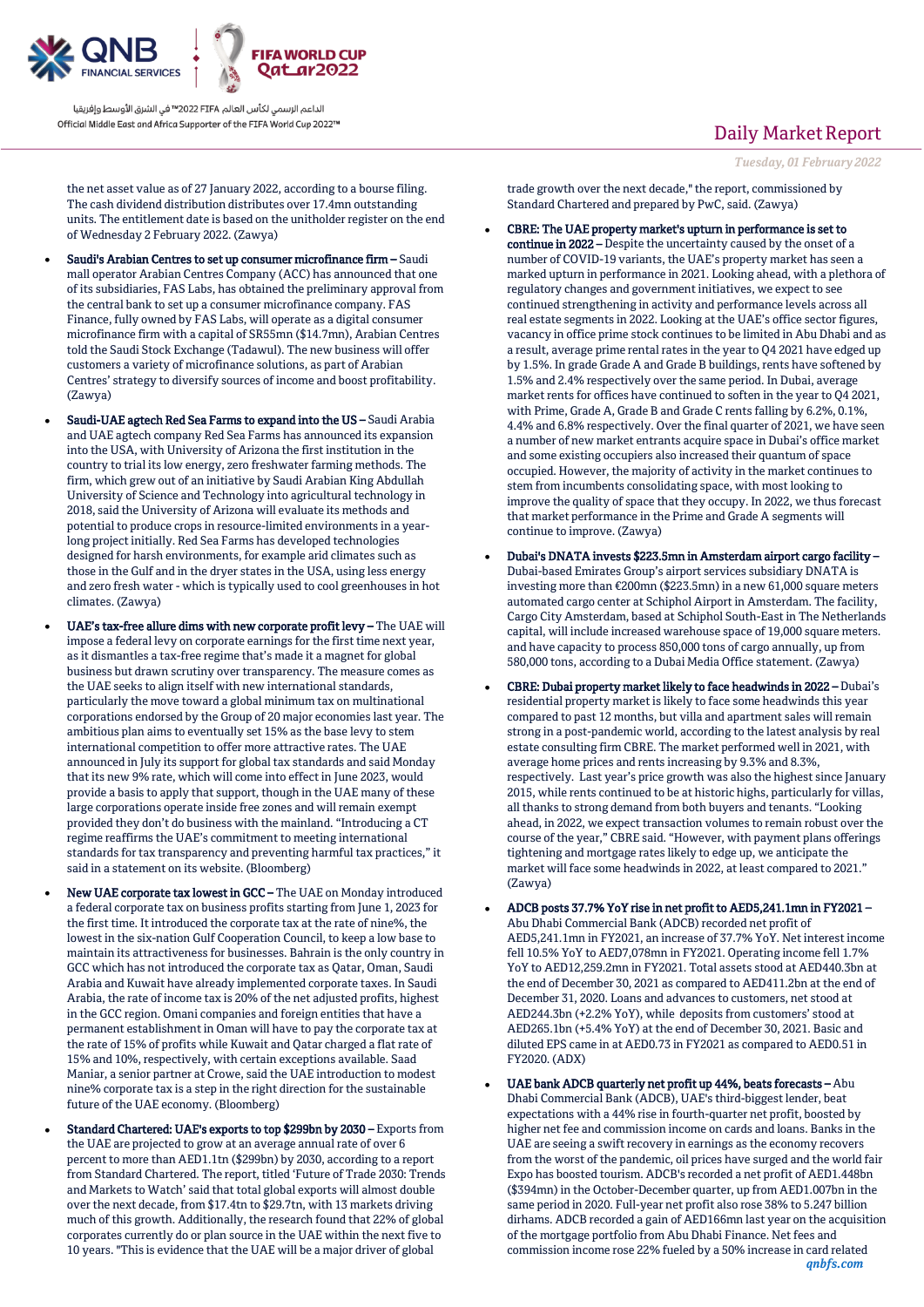the net asset value as of 27 January 2022, according to a bourse filing. The cash dividend distribution distributes over 17.4mn outstanding units. The entitlement date is based on the unitholder register on the end of Wednesday 2 February 2022. (Zawya)

- **Saudi's Arabian Centres to set up consumer microfinance firm –** Saudi mall operator Arabian Centres Company (ACC) has announced that one of its subsidiaries, FAS Labs, has obtained the preliminary approval from the central bank to set up a consumer microfinance company. FAS Finance, fully owned by FAS Labs, will operate as a digital consumer microfinance firm with a capital of SR55mn ($14.7mn), Arabian Centres told the Saudi Stock Exchange (Tadawul). The new business will offer customers a variety of microfinance solutions, as part of Arabian Centres' strategy to diversify sources of income and boost profitability. (Zawya)
- **Saudi-UAE agtech Red Sea Farms to expand into the US –** Saudi Arabia and UAE agtech company Red Sea Farms has announced its expansion into the USA, with University of Arizona the first institution in the country to trial its low energy, zero freshwater farming methods. The firm, which grew out of an initiative by Saudi Arabian King Abdullah University of Science and Technology into agricultural technology in 2018, said the University of Arizona will evaluate its methods and potential to produce crops in resource-limited environments in a year-long project initially. Red Sea Farms has developed technologies designed for harsh environments, for example arid climates such as those in the Gulf and in the dryer states in the USA, using less energy and zero fresh water - which is typically used to cool greenhouses in hot climates. (Zawya)
- **UAE's tax-free allure dims with new corporate profit levy –** The UAE will impose a federal levy on corporate earnings for the first time next year, as it dismantles a tax-free regime that's made it a magnet for global business but drawn scrutiny over transparency. The measure comes as the UAE seeks to align itself with new international standards, particularly the move toward a global minimum tax on multinational corporations endorsed by the Group of 20 major economies last year. The ambitious plan aims to eventually set 15% as the base levy to stem international competition to offer more attractive rates. The UAE announced in July its support for global tax standards and said Monday that its new 9% rate, which will come into effect in June 2023, would provide a basis to apply that support, though in the UAE many of these large corporations operate inside free zones and will remain exempt provided they don't do business with the mainland. "Introducing a CT regime reaffirms the UAE's commitment to meeting international standards for tax transparency and preventing harmful tax practices," it said in a statement on its website. (Bloomberg)
- **New UAE corporate tax lowest in GCC –** The UAE on Monday introduced a federal corporate tax on business profits starting from June 1, 2023 for the first time. It introduced the corporate tax at the rate of nine%, the lowest in the six-nation Gulf Cooperation Council, to keep a low base to maintain its attractiveness for businesses. Bahrain is the only country in GCC which has not introduced the corporate tax as Qatar, Oman, Saudi Arabia and Kuwait have already implemented corporate taxes. In Saudi Arabia, the rate of income tax is 20% of the net adjusted profits, highest in the GCC region. Omani companies and foreign entities that have a permanent establishment in Oman will have to pay the corporate tax at the rate of 15% of profits while Kuwait and Qatar charged a flat rate of 15% and 10%, respectively, with certain exceptions available. Saad Maniar, a senior partner at Crowe, said the UAE introduction to modest nine% corporate tax is a step in the right direction for the sustainable future of the UAE economy. (Bloomberg)
- **Standard Chartered: UAE's exports to top $299bn by 2030 –** Exports from the UAE are projected to grow at an average annual rate of over 6 percent to more than AED1.1tn ($299bn) by 2030, according to a report from Standard Chartered. The report, titled 'Future of Trade 2030: Trends and Markets to Watch' said that total global exports will almost double over the next decade, from $17.4tn to $29.7tn, with 13 markets driving much of this growth. Additionally, the research found that 22% of global corporates currently do or plan source in the UAE within the next five to 10 years. "This is evidence that the UAE will be a major driver of global trade growth over the next decade," the report, commissioned by Standard Chartered and prepared by PwC, said. (Zawya)
- **CBRE: The UAE property market's upturn in performance is set to continue in 2022 –** Despite the uncertainty caused by the onset of a number of COVID-19 variants, the UAE's property market has seen a marked upturn in performance in 2021. Looking ahead, with a plethora of regulatory changes and government initiatives, we expect to see continued strengthening in activity and performance levels across all real estate segments in 2022. Looking at the UAE's office sector figures, vacancy in office prime stock continues to be limited in Abu Dhabi and as a result, average prime rental rates in the year to Q4 2021 have edged up by 1.5%. In grade Grade A and Grade B buildings, rents have softened by 1.5% and 2.4% respectively over the same period. In Dubai, average market rents for offices have continued to soften in the year to Q4 2021, with Prime, Grade A, Grade B and Grade C rents falling by 6.2%, 0.1%, 4.4% and 6.8% respectively. Over the final quarter of 2021, we have seen a number of new market entrants acquire space in Dubai's office market and some existing occupiers also increased their quantum of space occupied. However, the majority of activity in the market continues to stem from incumbents consolidating space, with most looking to improve the quality of space that they occupy. In 2022, we thus forecast that market performance in the Prime and Grade A segments will continue to improve. (Zawya)
- **Dubai's DNATA invests $223.5mn in Amsterdam airport cargo facility –** Dubai-based Emirates Group's airport services subsidiary DNATA is investing more than €200mn ($223.5mn) in a new 61,000 square meters automated cargo center at Schiphol Airport in Amsterdam. The facility, Cargo City Amsterdam, based at Schiphol South-East in The Netherlands capital, will include increased warehouse space of 19,000 square meters. and have capacity to process 850,000 tons of cargo annually, up from 580,000 tons, according to a Dubai Media Office statement. (Zawya)
- **CBRE: Dubai property market likely to face headwinds in 2022 –** Dubai's residential property market is likely to face some headwinds this year compared to past 12 months, but villa and apartment sales will remain strong in a post-pandemic world, according to the latest analysis by real estate consulting firm CBRE. The market performed well in 2021, with average home prices and rents increasing by 9.3% and 8.3%, respectively. Last year's price growth was also the highest since January 2015, while rents continued to be at historic highs, particularly for villas, all thanks to strong demand from both buyers and tenants. "Looking ahead, in 2022, we expect transaction volumes to remain robust over the course of the year," CBRE said. "However, with payment plans offerings tightening and mortgage rates likely to edge up, we anticipate the market will face some headwinds in 2022, at least compared to 2021." (Zawya)
- **ADCB posts 37.7% YoY rise in net profit to AED5,241.1mn in FY2021 –** Abu Dhabi Commercial Bank (ADCB) recorded net profit of AED5,241.1mn in FY2021, an increase of 37.7% YoY. Net interest income fell 10.5% YoY to AED7,078mn in FY2021. Operating income fell 1.7% YoY to AED12,259.2mn in FY2021. Total assets stood at AED440.3bn at the end of December 30, 2021 as compared to AED411.2bn at the end of December 31, 2020. Loans and advances to customers, net stood at AED244.3bn (+2.2% YoY), while deposits from customers' stood at AED265.1bn (+5.4% YoY) at the end of December 30, 2021. Basic and diluted EPS came in at AED0.73 in FY2021 as compared to AED0.51 in FY2020. (ADX)
- **UAE bank ADCB quarterly net profit up 44%, beats forecasts –** Abu Dhabi Commercial Bank (ADCB), UAE's third-biggest lender, beat expectations with a 44% rise in fourth-quarter net profit, boosted by higher net fee and commission income on cards and loans. Banks in the UAE are seeing a swift recovery in earnings as the economy recovers from the worst of the pandemic, oil prices have surged and the world fair Expo has boosted tourism. ADCB's recorded a net profit of AED1.448bn ($394mn) in the October-December quarter, up from AED1.007bn in the same period in 2020. Full-year net profit also rose 38% to 5.247 billion dirhams. ADCB recorded a gain of AED166mn last year on the acquisition of the mortgage portfolio from Abu Dhabi Finance. Net fees and commission income rose 22% fueled by a 50% increase in card related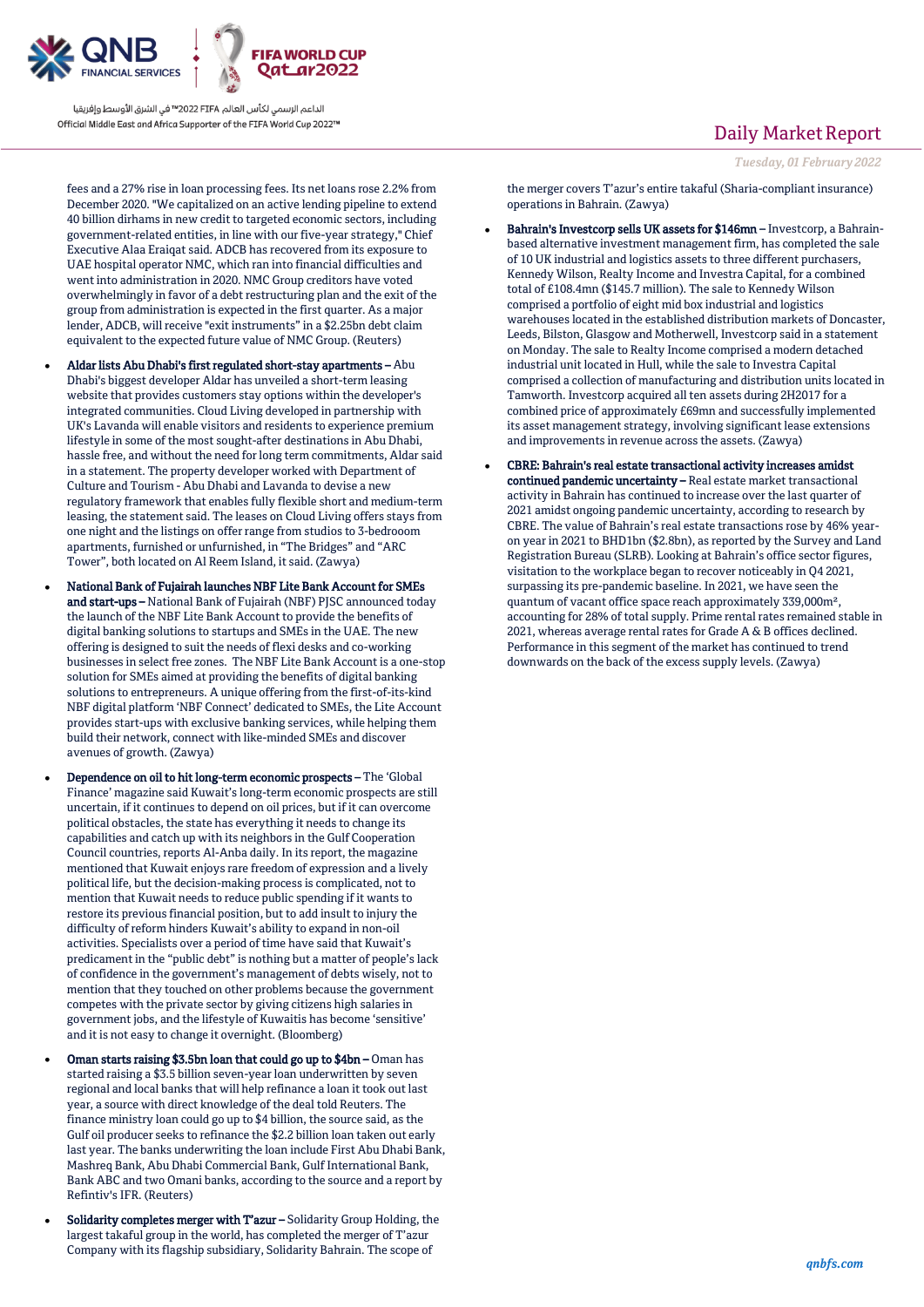fees and a 27% rise in loan processing fees. Its net loans rose 2.2% from December 2020. "We capitalized on an active lending pipeline to extend 40 billion dirhams in new credit to targeted economic sectors, including government-related entities, in line with our five-year strategy," Chief Executive Alaa Eraiqat said. ADCB has recovered from its exposure to UAE hospital operator NMC, which ran into financial difficulties and went into administration in 2020. NMC Group creditors have voted overwhelmingly in favor of a debt restructuring plan and the exit of the group from administration is expected in the first quarter. As a major lender, ADCB, will receive "exit instruments" in a $2.25bn debt claim equivalent to the expected future value of NMC Group. (Reuters)

- **Aldar lists Abu Dhabi's first regulated short-stay apartments –** Abu Dhabi's biggest developer Aldar has unveiled a short-term leasing website that provides customers stay options within the developer's integrated communities. Cloud Living developed in partnership with UK's Lavanda will enable visitors and residents to experience premium lifestyle in some of the most sought-after destinations in Abu Dhabi, hassle free, and without the need for long term commitments, Aldar said in a statement. The property developer worked with Department of Culture and Tourism - Abu Dhabi and Lavanda to devise a new regulatory framework that enables fully flexible short and medium-term leasing, the statement said. The leases on Cloud Living offers stays from one night and the listings on offer range from studios to 3-bedrooom apartments, furnished or unfurnished, in "The Bridges" and "ARC Tower", both located on Al Reem Island, it said. (Zawya)
- **National Bank of Fujairah launches NBF Lite Bank Account for SMEs and start-ups –** National Bank of Fujairah (NBF) PJSC announced today the launch of the NBF Lite Bank Account to provide the benefits of digital banking solutions to startups and SMEs in the UAE. The new offering is designed to suit the needs of flexi desks and co-working businesses in select free zones. The NBF Lite Bank Account is a one-stop solution for SMEs aimed at providing the benefits of digital banking solutions to entrepreneurs. A unique offering from the first-of-its-kind NBF digital platform 'NBF Connect' dedicated to SMEs, the Lite Account provides start-ups with exclusive banking services, while helping them build their network, connect with like-minded SMEs and discover avenues of growth. (Zawya)
- **Dependence on oil to hit long-term economic prospects –** The 'Global Finance' magazine said Kuwait's long-term economic prospects are still uncertain, if it continues to depend on oil prices, but if it can overcome political obstacles, the state has everything it needs to change its capabilities and catch up with its neighbors in the Gulf Cooperation Council countries, reports Al-Anba daily. In its report, the magazine mentioned that Kuwait enjoys rare freedom of expression and a lively political life, but the decision-making process is complicated, not to mention that Kuwait needs to reduce public spending if it wants to restore its previous financial position, but to add insult to injury the difficulty of reform hinders Kuwait's ability to expand in non-oil activities. Specialists over a period of time have said that Kuwait's predicament in the "public debt" is nothing but a matter of people's lack of confidence in the government's management of debts wisely, not to mention that they touched on other problems because the government competes with the private sector by giving citizens high salaries in government jobs, and the lifestyle of Kuwaitis has become 'sensitive' and it is not easy to change it overnight. (Bloomberg)
- **Oman starts raising $3.5bn loan that could go up to $4bn –** Oman has started raising a $3.5 billion seven-year loan underwritten by seven regional and local banks that will help refinance a loan it took out last year, a source with direct knowledge of the deal told Reuters. The finance ministry loan could go up to $4 billion, the source said, as the Gulf oil producer seeks to refinance the $2.2 billion loan taken out early last year. The banks underwriting the loan include First Abu Dhabi Bank, Mashreq Bank, Abu Dhabi Commercial Bank, Gulf International Bank, Bank ABC and two Omani banks, according to the source and a report by Refinitiv's IFR. (Reuters)
- **Solidarity completes merger with T'azur –** Solidarity Group Holding, the largest takaful group in the world, has completed the merger of T'azur Company with its flagship subsidiary, Solidarity Bahrain. The scope of the merger covers T'azur's entire takaful (Sharia-compliant insurance) operations in Bahrain. (Zawya)
- **Bahrain's Investcorp sells UK assets for $146mn –** Investcorp, a Bahrain-based alternative investment management firm, has completed the sale of 10 UK industrial and logistics assets to three different purchasers, Kennedy Wilson, Realty Income and Investra Capital, for a combined total of £108.4mn ($145.7 million). The sale to Kennedy Wilson comprised a portfolio of eight mid box industrial and logistics warehouses located in the established distribution markets of Doncaster, Leeds, Bilston, Glasgow and Motherwell, Investcorp said in a statement on Monday. The sale to Realty Income comprised a modern detached industrial unit located in Hull, while the sale to Investra Capital comprised a collection of manufacturing and distribution units located in Tamworth. Investcorp acquired all ten assets during 2H2017 for a combined price of approximately £69mn and successfully implemented its asset management strategy, involving significant lease extensions and improvements in revenue across the assets. (Zawya)
- **CBRE: Bahrain's real estate transactional activity increases amidst continued pandemic uncertainty –** Real estate market transactional activity in Bahrain has continued to increase over the last quarter of 2021 amidst ongoing pandemic uncertainty, according to research by CBRE. The value of Bahrain's real estate transactions rose by 46% year-on year in 2021 to BHD1bn ($2.8bn), as reported by the Survey and Land Registration Bureau (SLRB). Looking at Bahrain's office sector figures, visitation to the workplace began to recover noticeably in Q4 2021, surpassing its pre-pandemic baseline. In 2021, we have seen the quantum of vacant office space reach approximately 339,000m², accounting for 28% of total supply. Prime rental rates remained stable in 2021, whereas average rental rates for Grade A & B offices declined. Performance in this segment of the market has continued to trend downwards on the back of the excess supply levels. (Zawya)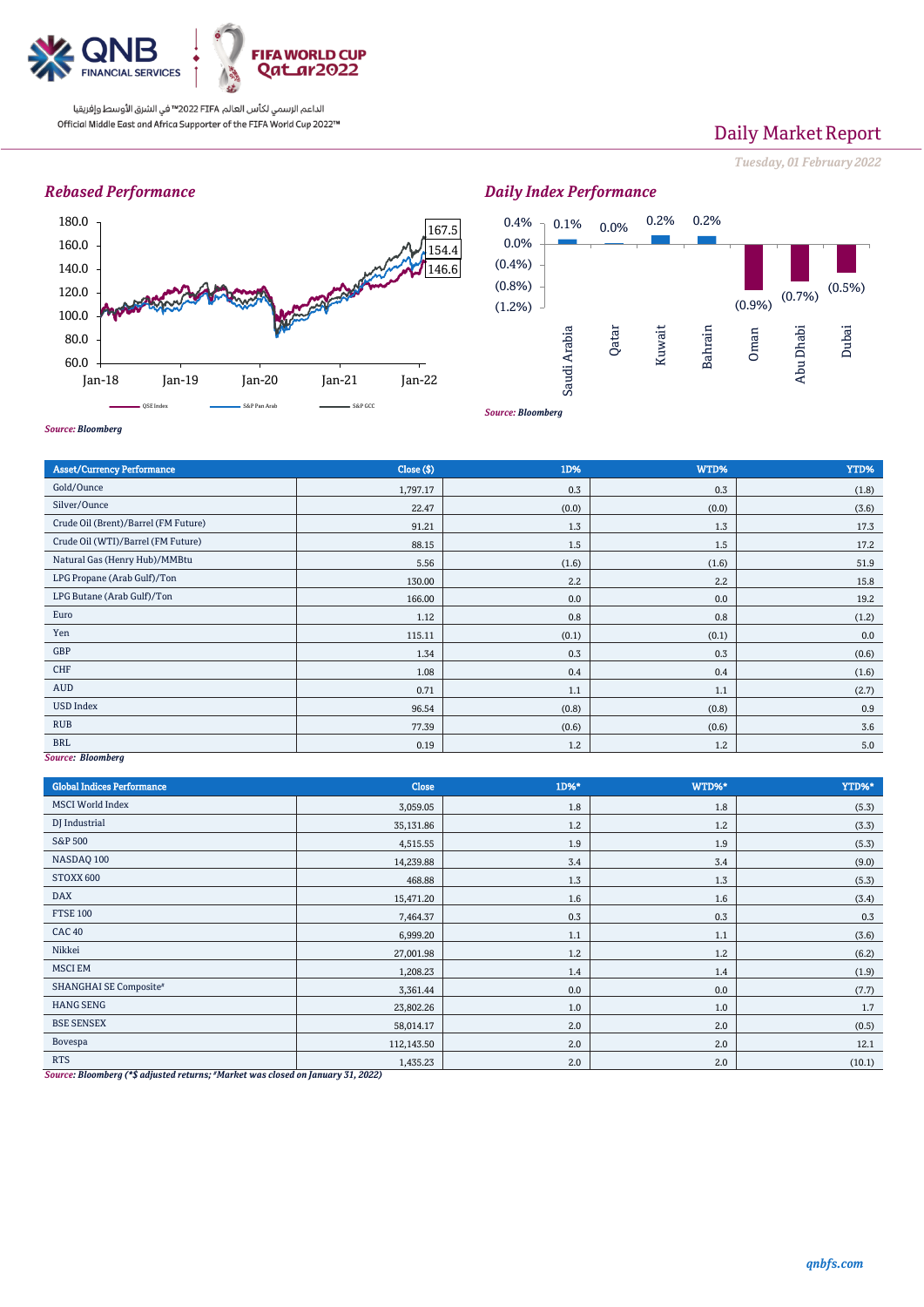الداعم الرسمي لكأس العالم FIFA 2022™ في الشرق الأوسط وإفريقيا
Official Middle East and Africa Supporter of the FIFA World Cup 2022™

# Daily Market Report

*Tuesday, 01 February 2022*

## *Rebased Performance*

180.0
160.0
140.0
120.0
100.0
80.0
60.0

Jan-18 Jan-19 Jan-20 Jan-21 Jan-22

167.5
154.4
146.6

QSE Index — S&P Pan Arab — S&P GCC

*Source: Bloomberg*

## *Daily Index Performance*

| Saudi Arabia | Qatar | Kuwait | Bahrain | Oman | Abu Dhabi | Dubai |
|---|---|---|---|---|---|---|
| 0.1% | 0.0% | 0.2% | 0.2% | (0.9%) | (0.7%) | (0.5%) |

*Source: Bloomberg*

| Asset/Currency Performance | Close ($) | 1D% | WTD% | YTD% |
|---|---|---|---|---|
| Gold/Ounce | 1,797.17 | 0.3 | 0.3 | (1.8) |
| Silver/Ounce | 22.47 | (0.0) | (0.0) | (3.6) |
| Crude Oil (Brent)/Barrel (FM Future) | 91.21 | 1.3 | 1.3 | 17.3 |
| Crude Oil (WTI)/Barrel (FM Future) | 88.15 | 1.5 | 1.5 | 17.2 |
| Natural Gas (Henry Hub)/MMBtu | 5.56 | (1.6) | (1.6) | 51.9 |
| LPG Propane (Arab Gulf)/Ton | 130.00 | 2.2 | 2.2 | 15.8 |
| LPG Butane (Arab Gulf)/Ton | 166.00 | 0.0 | 0.0 | 19.2 |
| Euro | 1.12 | 0.8 | 0.8 | (1.2) |
| Yen | 115.11 | (0.1) | (0.1) | 0.0 |
| GBP | 1.34 | 0.3 | 0.3 | (0.6) |
| CHF | 1.08 | 0.4 | 0.4 | (1.6) |
| AUD | 0.71 | 1.1 | 1.1 | (2.7) |
| USD Index | 96.54 | (0.8) | (0.8) | 0.9 |
| RUB | 77.39 | (0.6) | (0.6) | 3.6 |
| BRL | 0.19 | 1.2 | 1.2 | 5.0 |

*Source: Bloomberg*

| Global Indices Performance | Close | 1D%* | WTD%* | YTD%* |
|---|---|---|---|---|
| MSCI World Index | 3,059.05 | 1.8 | 1.8 | (5.3) |
| DJ Industrial | 35,131.86 | 1.2 | 1.2 | (3.3) |
| S&P 500 | 4,515.55 | 1.9 | 1.9 | (5.3) |
| NASDAQ 100 | 14,239.88 | 3.4 | 3.4 | (9.0) |
| STOXX 600 | 468.88 | 1.3 | 1.3 | (5.3) |
| DAX | 15,471.20 | 1.6 | 1.6 | (3.4) |
| FTSE 100 | 7,464.37 | 0.3 | 0.3 | 0.3 |
| CAC 40 | 6,999.20 | 1.1 | 1.1 | (3.6) |
| Nikkei | 27,001.98 | 1.2 | 1.2 | (6.2) |
| MSCI EM | 1,208.23 | 1.4 | 1.4 | (1.9) |
| SHANGHAI SE Composite# | 3,361.44 | 0.0 | 0.0 | (7.7) |
| HANG SENG | 23,802.26 | 1.0 | 1.0 | 1.7 |
| BSE SENSEX | 58,014.17 | 2.0 | 2.0 | (0.5) |
| Bovespa | 112,143.50 | 2.0 | 2.0 | 12.1 |
| RTS | 1,435.23 | 2.0 | 2.0 | (10.1) |

*Source: Bloomberg (*$ adjusted returns; #Market was closed on January 31, 2022)*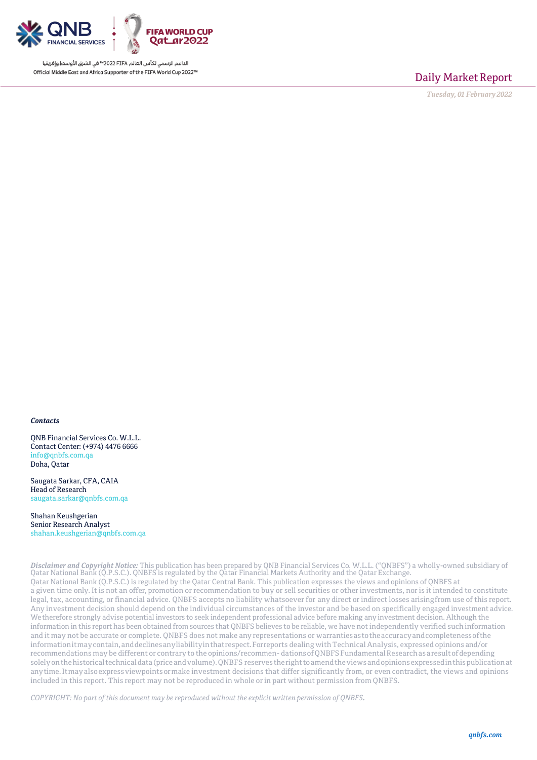الداعم الرسمي لكأس العالم FIFA 2022™ في الشرق الأوسط وإفريقيا
Official Middle East and Africa Supporter of the FIFA World Cup 2022™

# Daily Market Report

*Tuesday, 01 February 2022*

***Contacts***

QNB Financial Services Co. W.L.L.
Contact Center: (+974) 4476 6666
info@qnbfs.com.qa
Doha, Qatar

Saugata Sarkar, CFA, CAIA
Head of Research
saugata.sarkar@qnbfs.com.qa

Shahan Keushgerian
Senior Research Analyst
shahan.keushgerian@qnbfs.com.qa

***Disclaimer and Copyright Notice:*** This publication has been prepared by QNB Financial Services Co. W.L.L. ("QNBFS") a wholly-owned subsidiary of Qatar National Bank (Q.P.S.C.). QNBFS is regulated by the Qatar Financial Markets Authority and the Qatar Exchange. Qatar National Bank (Q.P.S.C.) is regulated by the Qatar Central Bank. This publication expresses the views and opinions of QNBFS at a given time only. It is not an offer, promotion or recommendation to buy or sell securities or other investments, nor is it intended to constitute legal, tax, accounting, or financial advice. QNBFS accepts no liability whatsoever for any direct or indirect losses arising from use of this report. Any investment decision should depend on the individual circumstances of the investor and be based on specifically engaged investment advice. We therefore strongly advise potential investors to seek independent professional advice before making any investment decision. Although the information in this report has been obtained from sources that QNBFS believes to be reliable, we have not independently verified such information and it may not be accurate or complete. QNBFS does not make any representations or warranties as to the accuracy and completeness of the information it may contain, and declines any liability in that respect. For reports dealing with Technical Analysis, expressed opinions and/or recommendations may be different or contrary to the opinions/recommen- dations of QNBFS Fundamental Research as a result of depending solely on the historical technical data (price and volume). QNBFS reserves the right to amend the views and opinions expressed in this publication at any time. It may also express viewpoints or make investment decisions that differ significantly from, or even contradict, the views and opinions included in this report. This report may not be reproduced in whole or in part without permission from QNBFS.

*COPYRIGHT: No part of this document may be reproduced without the explicit written permission of QNBFS.*

*qnbfs.com*